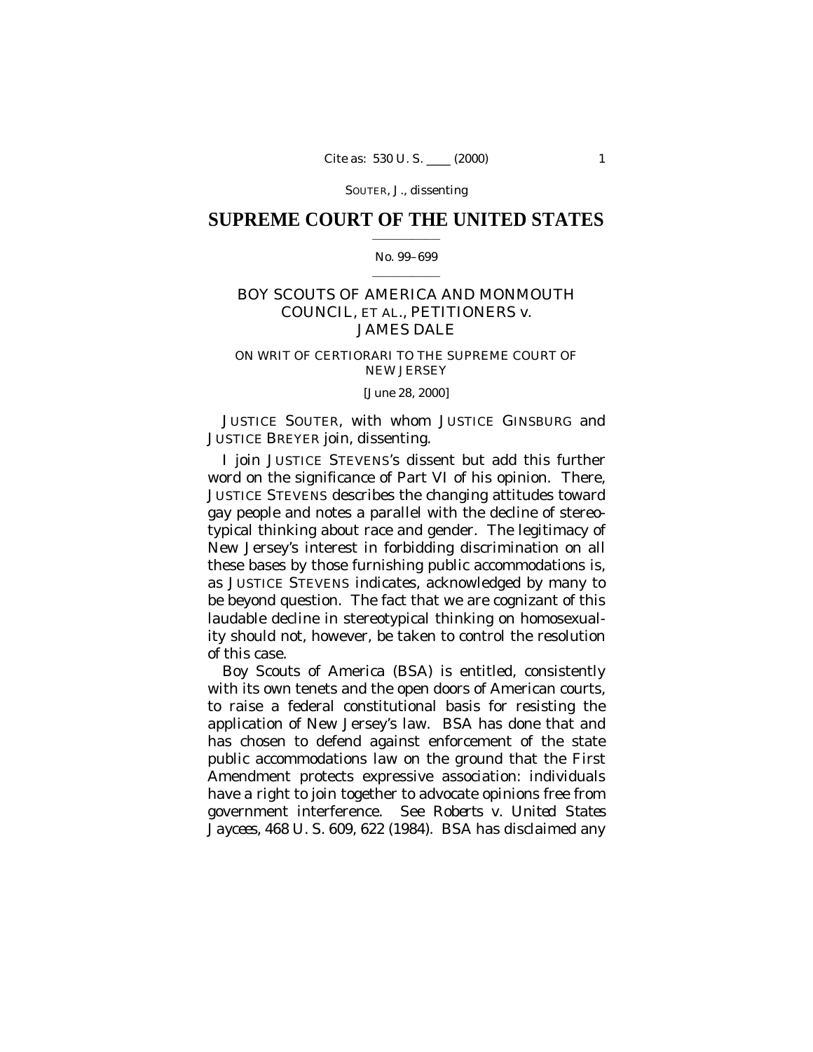# SUPREME COURT OF THE UNITED STATES

No. 99–699

BOY SCOUTS OF AMERICA AND MONMOUTH COUNCIL, ET AL., PETITIONERS *v.* JAMES DALE

ON WRIT OF CERTIORARI TO THE SUPREME COURT OF NEW JERSEY

[June 28, 2000]

JUSTICE SOUTER, with whom JUSTICE GINSBURG and JUSTICE BREYER join, dissenting.

I join JUSTICE STEVENS's dissent but add this further word on the significance of Part VI of his opinion. There, JUSTICE STEVENS describes the changing attitudes toward gay people and notes a parallel with the decline of stereotypical thinking about race and gender. The legitimacy of New Jersey's interest in forbidding discrimination on all these bases by those furnishing public accommodations is, as JUSTICE STEVENS indicates, acknowledged by many to be beyond question. The fact that we are cognizant of this laudable decline in stereotypical thinking on homosexuality should not, however, be taken to control the resolution of this case.

Boy Scouts of America (BSA) is entitled, consistently with its own tenets and the open doors of American courts, to raise a federal constitutional basis for resisting the application of New Jersey's law. BSA has done that and has chosen to defend against enforcement of the state public accommodations law on the ground that the First Amendment protects expressive association: individuals have a right to join together to advocate opinions free from government interference. See *Roberts* v. *United States Jaycees*, 468 U. S. 609, 622 (1984). BSA has disclaimed any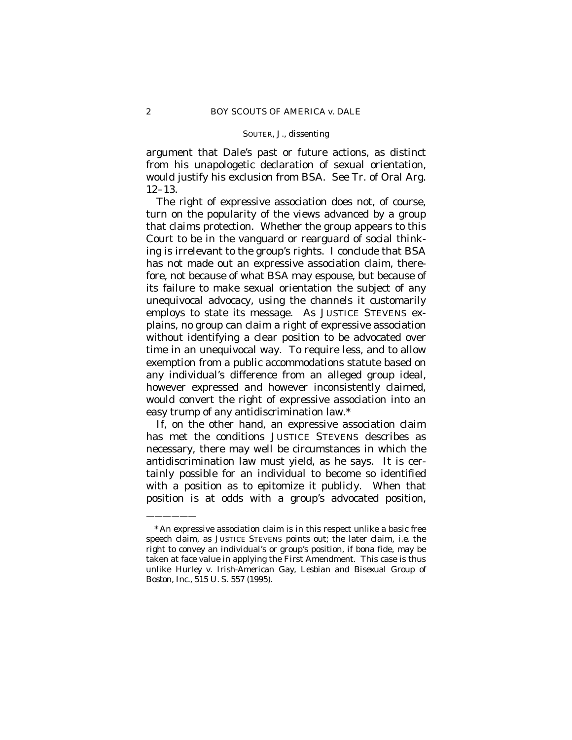argument that Dale's past or future actions, as distinct from his unapologetic declaration of sexual orientation, would justify his exclusion from BSA. See Tr. of Oral Arg. 12–13.

The right of expressive association does not, of course, turn on the popularity of the views advanced by a group that claims protection. Whether the group appears to this Court to be in the vanguard or rearguard of social thinking is irrelevant to the group's rights. I conclude that BSA has not made out an expressive association claim, therefore, not because of what BSA may espouse, but because of its failure to make sexual orientation the subject of any unequivocal advocacy, using the channels it customarily employs to state its message. As JUSTICE STEVENS explains, no group can claim a right of expressive association without identifying a clear position to be advocated over time in an unequivocal way. To require less, and to allow exemption from a public accommodations statute based on any individual's difference from an alleged group ideal, however expressed and however inconsistently claimed, would convert the right of expressive association into an easy trump of any antidiscrimination law.*

If, on the other hand, an expressive association claim has met the conditions JUSTICE STEVENS describes as necessary, there may well be circumstances in which the antidiscrimination law must yield, as he says. It is certainly possible for an individual to become so identified with a position as to epitomize it publicly. When that position is at odds with a group's advocated position,

———————

*An expressive association claim is in this respect unlike a basic free speech claim, as JUSTICE STEVENS points out; the later claim, i.e. the right to convey an individual's or group's position, if bona fide, may be taken at face value in applying the First Amendment. This case is thus unlike *Hurley* v. *Irish-American Gay, Lesbian and Bisexual Group of Boston, Inc.*, 515 U. S. 557 (1995).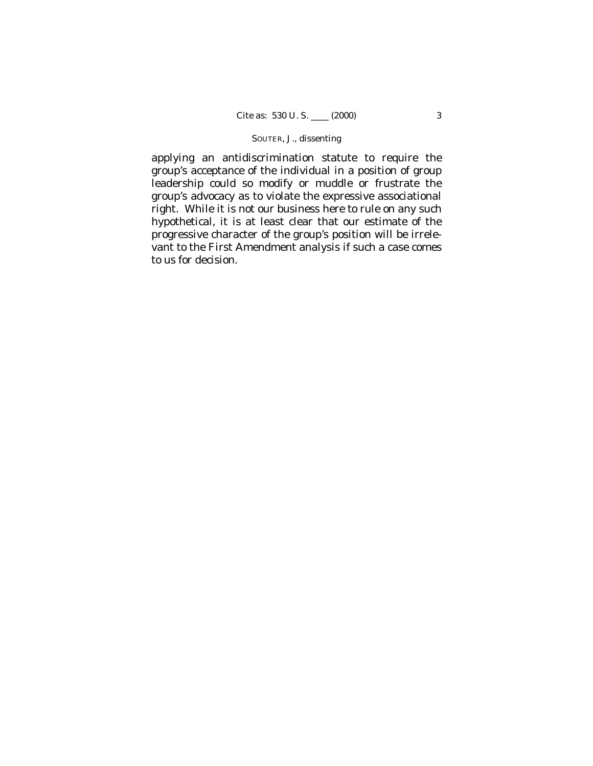applying an antidiscrimination statute to require the group's acceptance of the individual in a position of group leadership could so modify or muddle or frustrate the group's advocacy as to violate the expressive associational right. While it is not our business here to rule on any such hypothetical, it is at least clear that our estimate of the progressive character of the group's position will be irrelevant to the First Amendment analysis if such a case comes to us for decision.